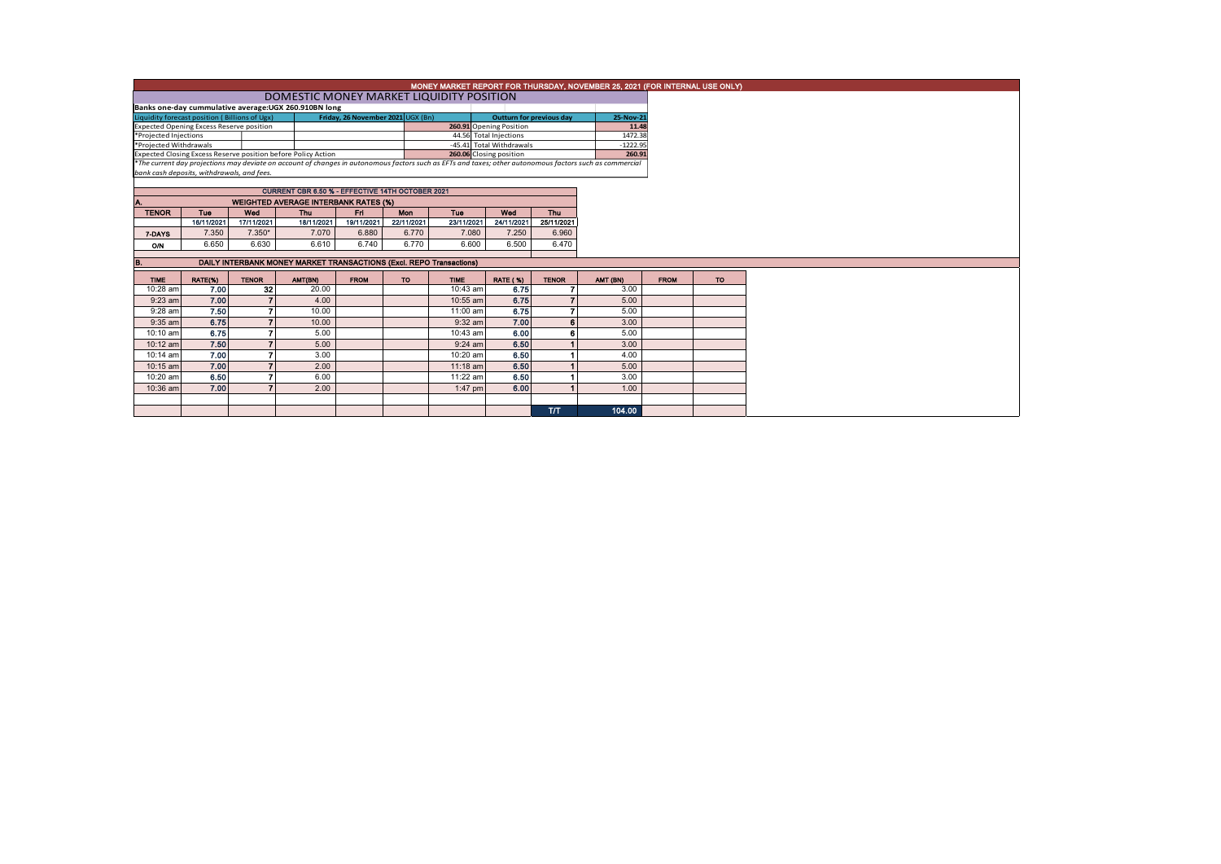# MONEY MARKET REPORT FOR THURSDAY, NOVEMBER 25, 2021 (FOR INTERNAL USE ONLY)

## DOMESTIC MONEY MARKET LIQUIDITY POSITION

**Banks one-day cummulative average:UGX 260.910BN long**

| Liquidity forecast position ( Billions of Ugx) | Friday, 26 November 2021 UGX (Bn) | | Outturn for previous day | 25-Nov-21 |
|---|---|---|---|---|
| Expected Opening Excess Reserve position | | 260.91 | Opening Position | 11.48 |
| *Projected Injections | | 44.56 | Total Injections | 1472.38 |
| *Projected Withdrawals | | -45.41 | Total Withdrawals | -1222.95 |
| Expected Closing Excess Reserve position before Policy Action | | 260.06 | Closing position | 260.91 |

*The current day projections may deviate on account of changes in autonomous factors such as EFTs and taxes; other autonomous factors such as commercial bank cash deposits, withdrawals, and fees.

**CURRENT CBR 6.50 % - EFFECTIVE 14TH OCTOBER 2021**

### A. WEIGHTED AVERAGE INTERBANK RATES (%)

| TENOR | Tue | Wed | Thu | Fri | Mon | Tue | Wed | Thu |
|---|---|---|---|---|---|---|---|---|
| | 16/11/2021 | 17/11/2021 | 18/11/2021 | 19/11/2021 | 22/11/2021 | 23/11/2021 | 24/11/2021 | 25/11/2021 |
| 7-DAYS | 7.350 | 7.350* | 7.070 | 6.880 | 6.770 | 7.080 | 7.250 | 6.960 |
| O/N | 6.650 | 6.630 | 6.610 | 6.740 | 6.770 | 6.600 | 6.500 | 6.470 |

### B. DAILY INTERBANK MONEY MARKET TRANSACTIONS (Excl. REPO Transactions)

| TIME | RATE(%) | TENOR | AMT(BN) | FROM | TO | TIME | RATE ( %) | TENOR | AMT (BN) | FROM | TO |
|---|---|---|---|---|---|---|---|---|---|---|---|
| 10:28 am | 7.00 | 32 | 20.00 | | | 10:43 am | 6.75 | 7 | 3.00 | | |
| 9:23 am | 7.00 | 7 | 4.00 | | | 10:55 am | 6.75 | 7 | 5.00 | | |
| 9:28 am | 7.50 | 7 | 10.00 | | | 11:00 am | 6.75 | 7 | 5.00 | | |
| 9:35 am | 6.75 | 7 | 10.00 | | | 9:32 am | 7.00 | 6 | 3.00 | | |
| 10:10 am | 6.75 | 7 | 5.00 | | | 10:43 am | 6.00 | 6 | 5.00 | | |
| 10:12 am | 7.50 | 7 | 5.00 | | | 9:24 am | 6.50 | 1 | 3.00 | | |
| 10:14 am | 7.00 | 7 | 3.00 | | | 10:20 am | 6.50 | 1 | 4.00 | | |
| 10:15 am | 7.00 | 7 | 2.00 | | | 11:18 am | 6.50 | 1 | 5.00 | | |
| 10:20 am | 6.50 | 7 | 6.00 | | | 11:22 am | 6.50 | 1 | 3.00 | | |
| 10:36 am | 7.00 | 7 | 2.00 | | | 1:47 pm | 6.00 | 1 | 1.00 | | |
| | | | | | | | | T/T | 104.00 | | |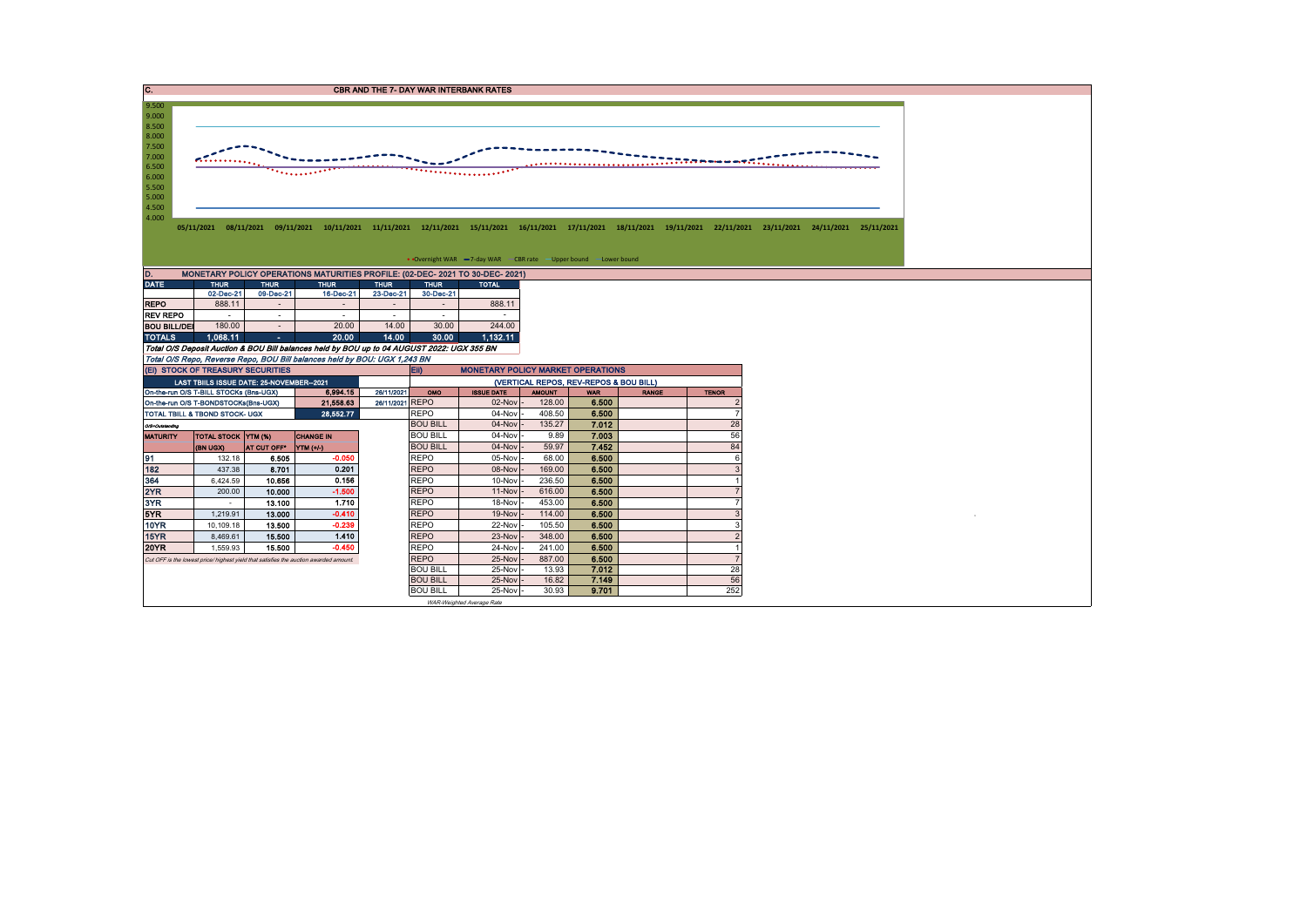## C. CBR AND THE 7- DAY WAR INTERBANK RATES

9.500
9.000
8.500
8.000
7.500
7.000
6.500
6.000
5.500
5.000
4.500
4.000

05/11/2021 08/11/2021 09/11/2021 10/11/2021 11/11/2021 12/11/2021 15/11/2021 16/11/2021 17/11/2021 18/11/2021 19/11/2021 22/11/2021 23/11/2021 24/11/2021 25/11/2021

Overnight WAR — 7-day WAR — CBR rate — Upper bound — Lower bound

## D. MONETARY POLICY OPERATIONS MATURITIES PROFILE: (02-DEC- 2021 TO 30-DEC- 2021)

| DATE | THUR | THUR | THUR | THUR | THUR | TOTAL |
|---|---|---|---|---|---|---|
| | 02-Dec-21 | 09-Dec-21 | 16-Dec-21 | 23-Dec-21 | 30-Dec-21 | |
| REPO | 888.11 | - | - | - | - | 888.11 |
| REV REPO | - | - | - | - | - | - |
| BOU BILL/DEI | 180.00 | - | 20.00 | 14.00 | 30.00 | 244.00 |
| TOTALS | 1,068.11 | - | 20.00 | 14.00 | 30.00 | 1,132.11 |

*Total O/S Deposit Auction & BOU Bill balances held by BOU up to 04 AUGUST 2022: UGX 355 BN*

*Total O/S Repo, Reverse Repo, BOU Bill balances held by BOU: UGX 1,243 BN*

## (EI) STOCK OF TREASURY SECURITIES

| LAST TBIILS ISSUE DATE: 25-NOVEMBER--2021 | | | |
|---|---|---|---|
| On-the-run O/S T-BILL STOCKs (Bns-UGX) | | 6,994.15 | 26/11/2021 |
| On-the-run O/S T-BONDSTOCKs(Bns-UGX) | | 21,558.63 | 26/11/2021 |
| TOTAL TBILL & TBOND STOCK- UGX | | 28,552.77 | |

O/S=Outstanding

| MATURITY | TOTAL STOCK (BN UGX) | YTM (%) AT CUT OFF* | CHANGE IN YTM (+/-) |
|---|---|---|---|
| 91 | 132.18 | 6.505 | -0.050 |
| 182 | 437.38 | 8.701 | 0.201 |
| 364 | 6,424.59 | 10.656 | 0.156 |
| 2YR | 200.00 | 10.000 | -1.500 |
| 3YR | - | 13.100 | 1.710 |
| 5YR | 1,219.91 | 13.000 | -0.410 |
| 10YR | 10,109.18 | 13.500 | -0.239 |
| 15YR | 8,469.61 | 15.500 | 1.410 |
| 20YR | 1,559.93 | 15.500 | -0.450 |

Cut OFF is the lowest price/ highest yield that satisfies the auction awarded amount.

## EII) MONETARY POLICY MARKET OPERATIONS

(VERTICAL REPOS, REV-REPOS & BOU BILL)

| OMO | ISSUE DATE | AMOUNT | WAR | RANGE | TENOR |
|---|---|---|---|---|---|
| REPO | 02-Nov - | 128.00 | 6.500 | | 2 |
| REPO | 04-Nov - | 408.50 | 6.500 | | 7 |
| BOU BILL | 04-Nov - | 135.27 | 7.012 | | 28 |
| BOU BILL | 04-Nov - | 9.89 | 7.003 | | 56 |
| BOU BILL | 04-Nov - | 59.97 | 7.452 | | 84 |
| REPO | 05-Nov - | 68.00 | 6.500 | | 6 |
| REPO | 08-Nov - | 169.00 | 6.500 | | 3 |
| REPO | 10-Nov - | 236.50 | 6.500 | | 1 |
| REPO | 11-Nov - | 616.00 | 6.500 | | 7 |
| REPO | 18-Nov - | 453.00 | 6.500 | | 7 |
| REPO | 19-Nov - | 114.00 | 6.500 | | 3 |
| REPO | 22-Nov - | 105.50 | 6.500 | | 3 |
| REPO | 23-Nov - | 348.00 | 6.500 | | 2 |
| REPO | 24-Nov - | 241.00 | 6.500 | | 1 |
| REPO | 25-Nov - | 887.00 | 6.500 | | 7 |
| BOU BILL | 25-Nov - | 13.93 | 7.012 | | 28 |
| BOU BILL | 25-Nov - | 16.82 | 7.149 | | 56 |
| BOU BILL | 25-Nov - | 30.93 | 9.701 | | 252 |

WAR-Weighted Average Rate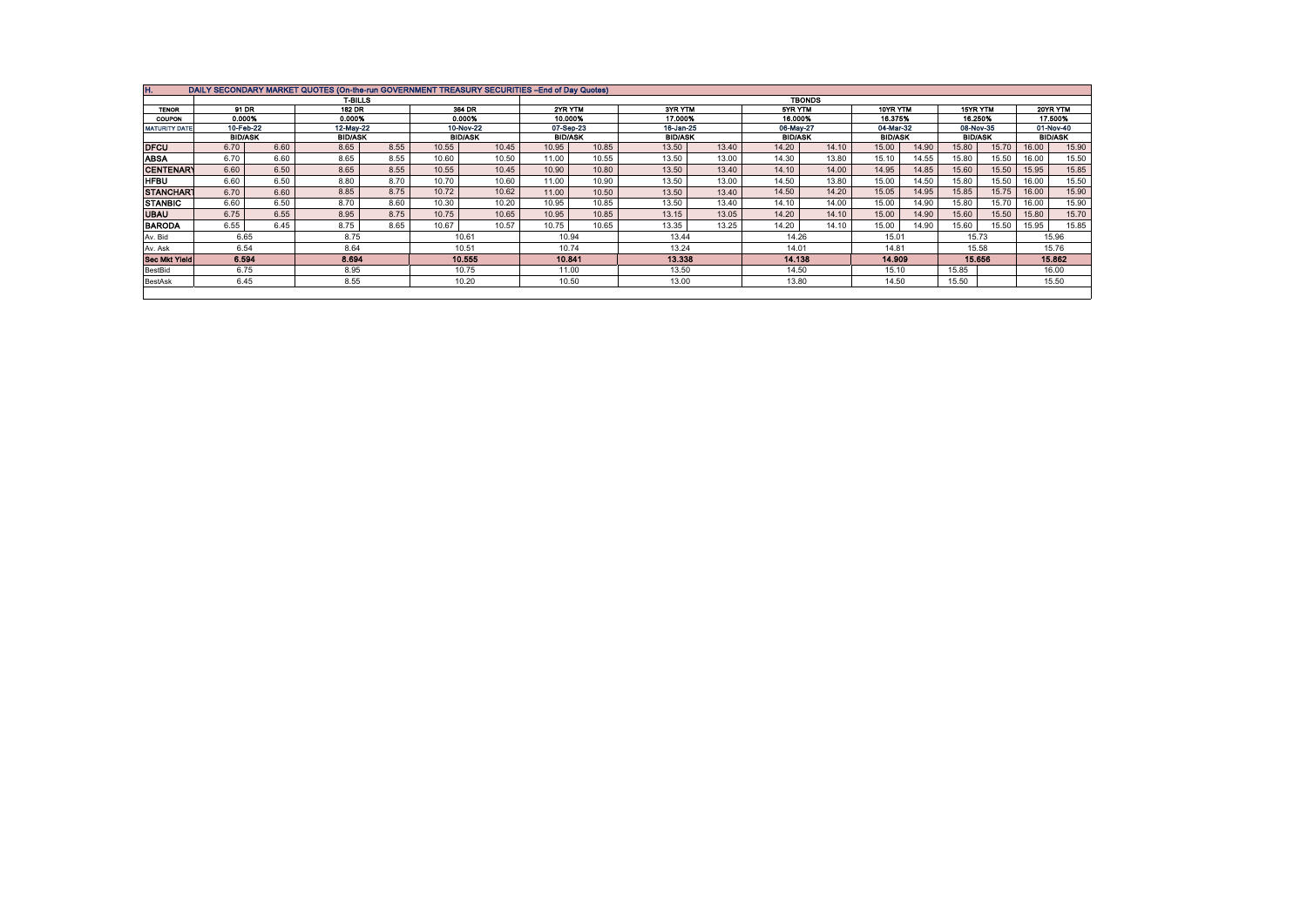## H. DAILY SECONDARY MARKET QUOTES (On-the-run GOVERNMENT TREASURY SECURITIES –End of Day Quotes)

| | T-BILLS | | | | | | TBONDS | | | | | | | | | | | | | | | |
|---|---|---|---|---|---|---|---|---|---|---|---|---|---|---|---|---|---|---|---|---|---|---|
| **TENOR** | **91 DR** | | **182 DR** | | **364 DR** | | **2YR YTM** | | **3YR YTM** | | **5YR YTM** | | **10YR YTM** | | **15YR YTM** | | **20YR YTM** | |
| **COUPON** | 0.000% | | 0.000% | | 0.000% | | 10.000% | | 17.000% | | 16.000% | | 16.375% | | 16.250% | | 17.500% | |
| **MATURITY DATE** | 10-Feb-22 | | 12-May-22 | | 10-Nov-22 | | 07-Sep-23 | | 16-Jan-25 | | 06-May-27 | | 04-Mar-32 | | 08-Nov-35 | | 01-Nov-40 | |
| | BID/ASK | | BID/ASK | | BID/ASK | | BID/ASK | | BID/ASK | | BID/ASK | | BID/ASK | | BID/ASK | | BID/ASK | |
| **DFCU** | 6.70 | 6.60 | 8.65 | 8.55 | 10.55 | 10.45 | 10.95 | 10.85 | 13.50 | 13.40 | 14.20 | 14.10 | 15.00 | 14.90 | 15.80 | 15.70 | 16.00 | 15.90 |
| **ABSA** | 6.70 | 6.60 | 8.65 | 8.55 | 10.60 | 10.50 | 11.00 | 10.55 | 13.50 | 13.00 | 14.30 | 13.80 | 15.10 | 14.55 | 15.80 | 15.50 | 16.00 | 15.50 |
| **CENTENARY** | 6.60 | 6.50 | 8.65 | 8.55 | 10.55 | 10.45 | 10.90 | 10.80 | 13.50 | 13.40 | 14.10 | 14.00 | 14.95 | 14.85 | 15.60 | 15.50 | 15.95 | 15.85 |
| **HFBU** | 6.60 | 6.50 | 8.80 | 8.70 | 10.70 | 10.60 | 11.00 | 10.90 | 13.50 | 13.00 | 14.50 | 13.80 | 15.00 | 14.50 | 15.80 | 15.50 | 16.00 | 15.50 |
| **STANCHART** | 6.70 | 6.60 | 8.85 | 8.75 | 10.72 | 10.62 | 11.00 | 10.50 | 13.50 | 13.40 | 14.50 | 14.20 | 15.05 | 14.95 | 15.85 | 15.75 | 16.00 | 15.90 |
| **STANBIC** | 6.60 | 6.50 | 8.70 | 8.60 | 10.30 | 10.20 | 10.95 | 10.85 | 13.50 | 13.40 | 14.10 | 14.00 | 15.00 | 14.90 | 15.80 | 15.70 | 16.00 | 15.90 |
| **UBAU** | 6.75 | 6.55 | 8.95 | 8.75 | 10.75 | 10.65 | 10.95 | 10.85 | 13.15 | 13.05 | 14.20 | 14.10 | 15.00 | 14.90 | 15.60 | 15.50 | 15.80 | 15.70 |
| **BARODA** | 6.55 | 6.45 | 8.75 | 8.65 | 10.67 | 10.57 | 10.75 | 10.65 | 13.35 | 13.25 | 14.20 | 14.10 | 15.00 | 14.90 | 15.60 | 15.50 | 15.95 | 15.85 |
| Av. Bid | 6.65 | | 8.75 | | 10.61 | | 10.94 | | 13.44 | | 14.26 | | 15.01 | | 15.73 | | 15.96 | |
| Av. Ask | 6.54 | | 8.64 | | 10.51 | | 10.74 | | 13.24 | | 14.01 | | 14.81 | | 15.58 | | 15.76 | |
| **Sec Mkt Yield** | **6.594** | | **8.694** | | **10.555** | | **10.841** | | **13.338** | | **14.138** | | **14.909** | | **15.656** | | **15.862** | |
| BestBid | 6.75 | | 8.95 | | 10.75 | | 11.00 | | 13.50 | | 14.50 | | 15.10 | | 15.85 | | 16.00 | |
| BestAsk | 6.45 | | 8.55 | | 10.20 | | 10.50 | | 13.00 | | 13.80 | | 14.50 | | 15.50 | | 15.50 | |